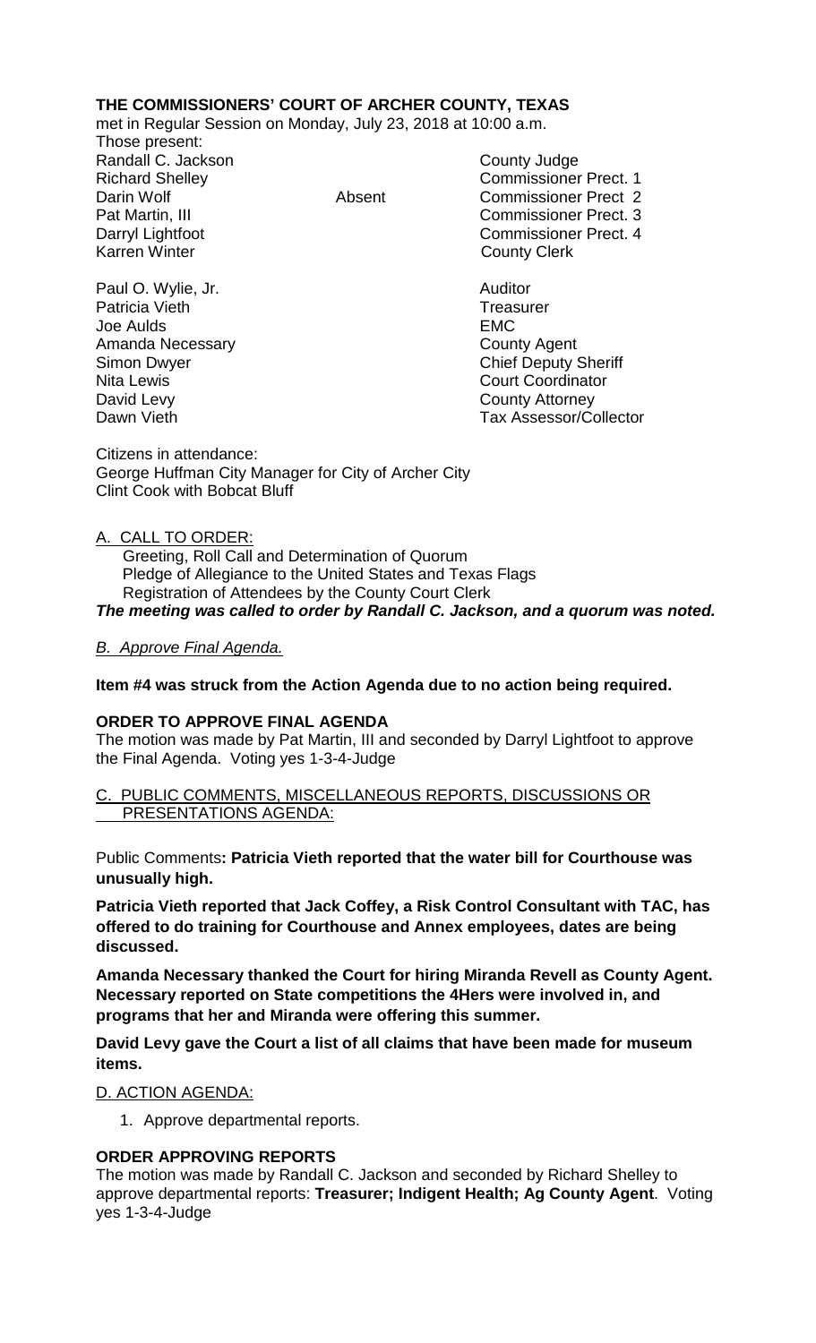**THE COMMISSIONERS' COURT OF ARCHER COUNTY, TEXAS**

met in Regular Session on Monday, July 23, 2018 at 10:00 a.m.

Those present:

| | | |
|---|---|---|
| Randall C. Jackson | | County Judge |
| Richard Shelley | | Commissioner Prect. 1 |
| Darin Wolf | Absent | Commissioner Prect 2 |
| Pat Martin, III | | Commissioner Prect. 3 |
| Darryl Lightfoot | | Commissioner Prect. 4 |
| Karren Winter | | County Clerk |
| | | |
| Paul O. Wylie, Jr. | | Auditor |
| Patricia Vieth | | Treasurer |
| Joe Aulds | | EMC |
| Amanda Necessary | | County Agent |
| Simon Dwyer | | Chief Deputy Sheriff |
| Nita Lewis | | Court Coordinator |
| David Levy | | County Attorney |
| Dawn Vieth | | Tax Assessor/Collector |

Citizens in attendance:
George Huffman City Manager for City of Archer City
Clint Cook with Bobcat Bluff

A. CALL TO ORDER:

Greeting, Roll Call and Determination of Quorum
Pledge of Allegiance to the United States and Texas Flags
Registration of Attendees by the County Court Clerk

***The meeting was called to order by Randall C. Jackson, and a quorum was noted.***

*B. Approve Final Agenda.*

**Item #4 was struck from the Action Agenda due to no action being required.**

**ORDER TO APPROVE FINAL AGENDA**

The motion was made by Pat Martin, III and seconded by Darryl Lightfoot to approve the Final Agenda. Voting yes 1-3-4-Judge

C. PUBLIC COMMENTS, MISCELLANEOUS REPORTS, DISCUSSIONS OR PRESENTATIONS AGENDA:

Public Comments**: Patricia Vieth reported that the water bill for Courthouse was unusually high.**

**Patricia Vieth reported that Jack Coffey, a Risk Control Consultant with TAC, has offered to do training for Courthouse and Annex employees, dates are being discussed.**

**Amanda Necessary thanked the Court for hiring Miranda Revell as County Agent. Necessary reported on State competitions the 4Hers were involved in, and programs that her and Miranda were offering this summer.**

**David Levy gave the Court a list of all claims that have been made for museum items.**

D. ACTION AGENDA:

1. Approve departmental reports.

**ORDER APPROVING REPORTS**

The motion was made by Randall C. Jackson and seconded by Richard Shelley to approve departmental reports: **Treasurer; Indigent Health; Ag County Agent**. Voting yes 1-3-4-Judge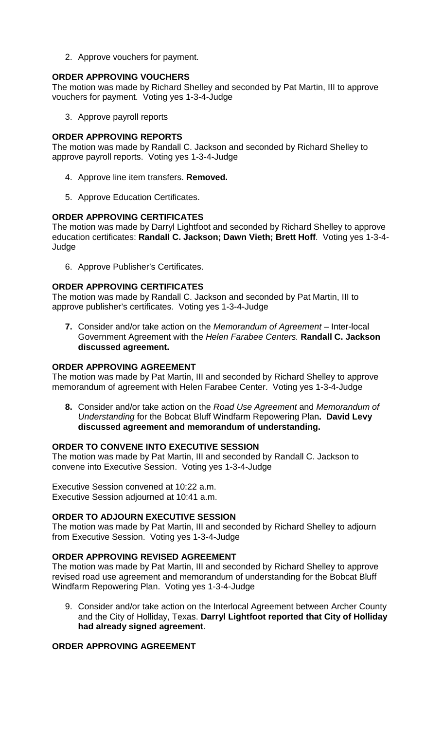2. Approve vouchers for payment.

**ORDER APPROVING VOUCHERS**
The motion was made by Richard Shelley and seconded by Pat Martin, III to approve vouchers for payment. Voting yes 1-3-4-Judge

3. Approve payroll reports

**ORDER APPROVING REPORTS**
The motion was made by Randall C. Jackson and seconded by Richard Shelley to approve payroll reports. Voting yes 1-3-4-Judge

4. Approve line item transfers. **Removed.**

5. Approve Education Certificates.

**ORDER APPROVING CERTIFICATES**
The motion was made by Darryl Lightfoot and seconded by Richard Shelley to approve education certificates: **Randall C. Jackson; Dawn Vieth; Brett Hoff**. Voting yes 1-3-4-Judge

6. Approve Publisher's Certificates.

**ORDER APPROVING CERTIFICATES**
The motion was made by Randall C. Jackson and seconded by Pat Martin, III to approve publisher's certificates. Voting yes 1-3-4-Judge

**7.** Consider and/or take action on the *Memorandum of Agreement* – Inter-local Government Agreement with the *Helen Farabee Centers.* **Randall C. Jackson discussed agreement.**

**ORDER APPROVING AGREEMENT**
The motion was made by Pat Martin, III and seconded by Richard Shelley to approve memorandum of agreement with Helen Farabee Center. Voting yes 1-3-4-Judge

**8.** Consider and/or take action on the *Road Use Agreement* and *Memorandum of Understanding* for the Bobcat Bluff Windfarm Repowering Plan**. David Levy discussed agreement and memorandum of understanding.**

**ORDER TO CONVENE INTO EXECUTIVE SESSION**
The motion was made by Pat Martin, III and seconded by Randall C. Jackson to convene into Executive Session. Voting yes 1-3-4-Judge

Executive Session convened at 10:22 a.m.
Executive Session adjourned at 10:41 a.m.

**ORDER TO ADJOURN EXECUTIVE SESSION**
The motion was made by Pat Martin, III and seconded by Richard Shelley to adjourn from Executive Session. Voting yes 1-3-4-Judge

**ORDER APPROVING REVISED AGREEMENT**
The motion was made by Pat Martin, III and seconded by Richard Shelley to approve revised road use agreement and memorandum of understanding for the Bobcat Bluff Windfarm Repowering Plan. Voting yes 1-3-4-Judge

9. Consider and/or take action on the Interlocal Agreement between Archer County and the City of Holliday, Texas. **Darryl Lightfoot reported that City of Holliday had already signed agreement**.

**ORDER APPROVING AGREEMENT**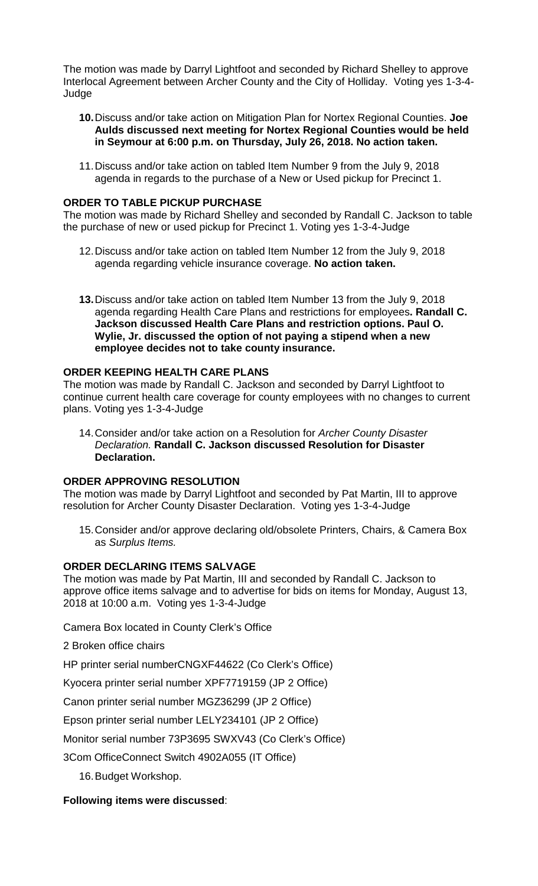The motion was made by Darryl Lightfoot and seconded by Richard Shelley to approve Interlocal Agreement between Archer County and the City of Holliday. Voting yes 1-3-4-Judge

10. Discuss and/or take action on Mitigation Plan for Nortex Regional Counties. **Joe Aulds discussed next meeting for Nortex Regional Counties would be held in Seymour at 6:00 p.m. on Thursday, July 26, 2018. No action taken.**

11. Discuss and/or take action on tabled Item Number 9 from the July 9, 2018 agenda in regards to the purchase of a New or Used pickup for Precinct 1.

**ORDER TO TABLE PICKUP PURCHASE**

The motion was made by Richard Shelley and seconded by Randall C. Jackson to table the purchase of new or used pickup for Precinct 1. Voting yes 1-3-4-Judge

12. Discuss and/or take action on tabled Item Number 12 from the July 9, 2018 agenda regarding vehicle insurance coverage. **No action taken.**

13. Discuss and/or take action on tabled Item Number 13 from the July 9, 2018 agenda regarding Health Care Plans and restrictions for employees**. Randall C. Jackson discussed Health Care Plans and restriction options. Paul O. Wylie, Jr. discussed the option of not paying a stipend when a new employee decides not to take county insurance.**

**ORDER KEEPING HEALTH CARE PLANS**

The motion was made by Randall C. Jackson and seconded by Darryl Lightfoot to continue current health care coverage for county employees with no changes to current plans. Voting yes 1-3-4-Judge

14. Consider and/or take action on a Resolution for *Archer County Disaster Declaration.* **Randall C. Jackson discussed Resolution for Disaster Declaration.**

**ORDER APPROVING RESOLUTION**

The motion was made by Darryl Lightfoot and seconded by Pat Martin, III to approve resolution for Archer County Disaster Declaration. Voting yes 1-3-4-Judge

15. Consider and/or approve declaring old/obsolete Printers, Chairs, & Camera Box as *Surplus Items.*

**ORDER DECLARING ITEMS SALVAGE**

The motion was made by Pat Martin, III and seconded by Randall C. Jackson to approve office items salvage and to advertise for bids on items for Monday, August 13, 2018 at 10:00 a.m. Voting yes 1-3-4-Judge

Camera Box located in County Clerk's Office

2 Broken office chairs

HP printer serial numberCNGXF44622 (Co Clerk's Office)

Kyocera printer serial number XPF7719159 (JP 2 Office)

Canon printer serial number MGZ36299 (JP 2 Office)

Epson printer serial number LELY234101 (JP 2 Office)

Monitor serial number 73P3695 SWXV43 (Co Clerk's Office)

3Com OfficeConnect Switch 4902A055 (IT Office)

16. Budget Workshop.

**Following items were discussed**: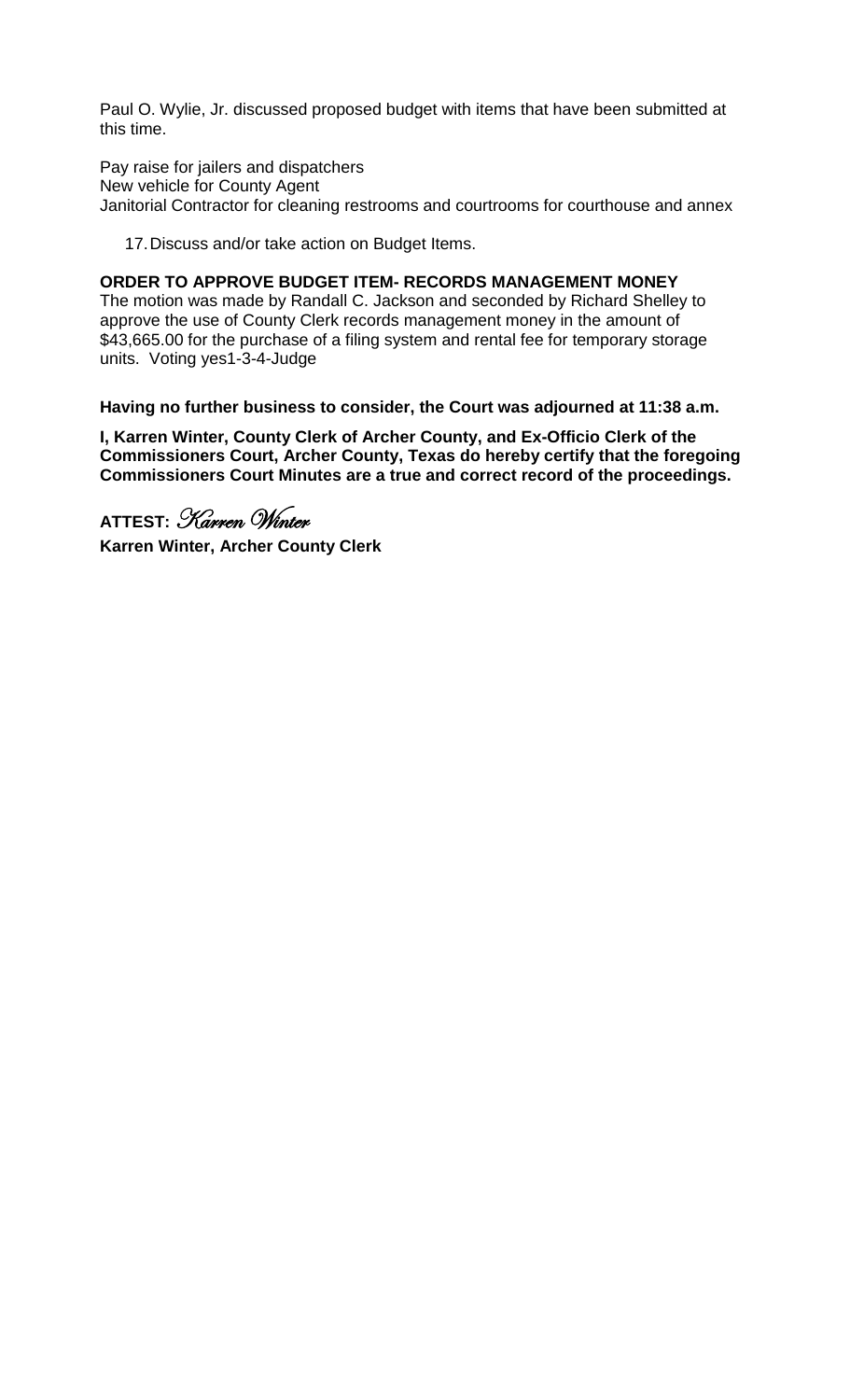Paul O. Wylie, Jr. discussed proposed budget with items that have been submitted at this time.

Pay raise for jailers and dispatchers
New vehicle for County Agent
Janitorial Contractor for cleaning restrooms and courtrooms for courthouse and annex

17. Discuss and/or take action on Budget Items.

**ORDER TO APPROVE BUDGET ITEM- RECORDS MANAGEMENT MONEY**
The motion was made by Randall C. Jackson and seconded by Richard Shelley to approve the use of County Clerk records management money in the amount of $43,665.00 for the purchase of a filing system and rental fee for temporary storage units. Voting yes1-3-4-Judge

**Having no further business to consider, the Court was adjourned at 11:38 a.m.**

**I, Karren Winter, County Clerk of Archer County, and Ex-Officio Clerk of the Commissioners Court, Archer County, Texas do hereby certify that the foregoing Commissioners Court Minutes are a true and correct record of the proceedings.**

**ATTEST:** *Karren Winter*
**Karren Winter, Archer County Clerk**